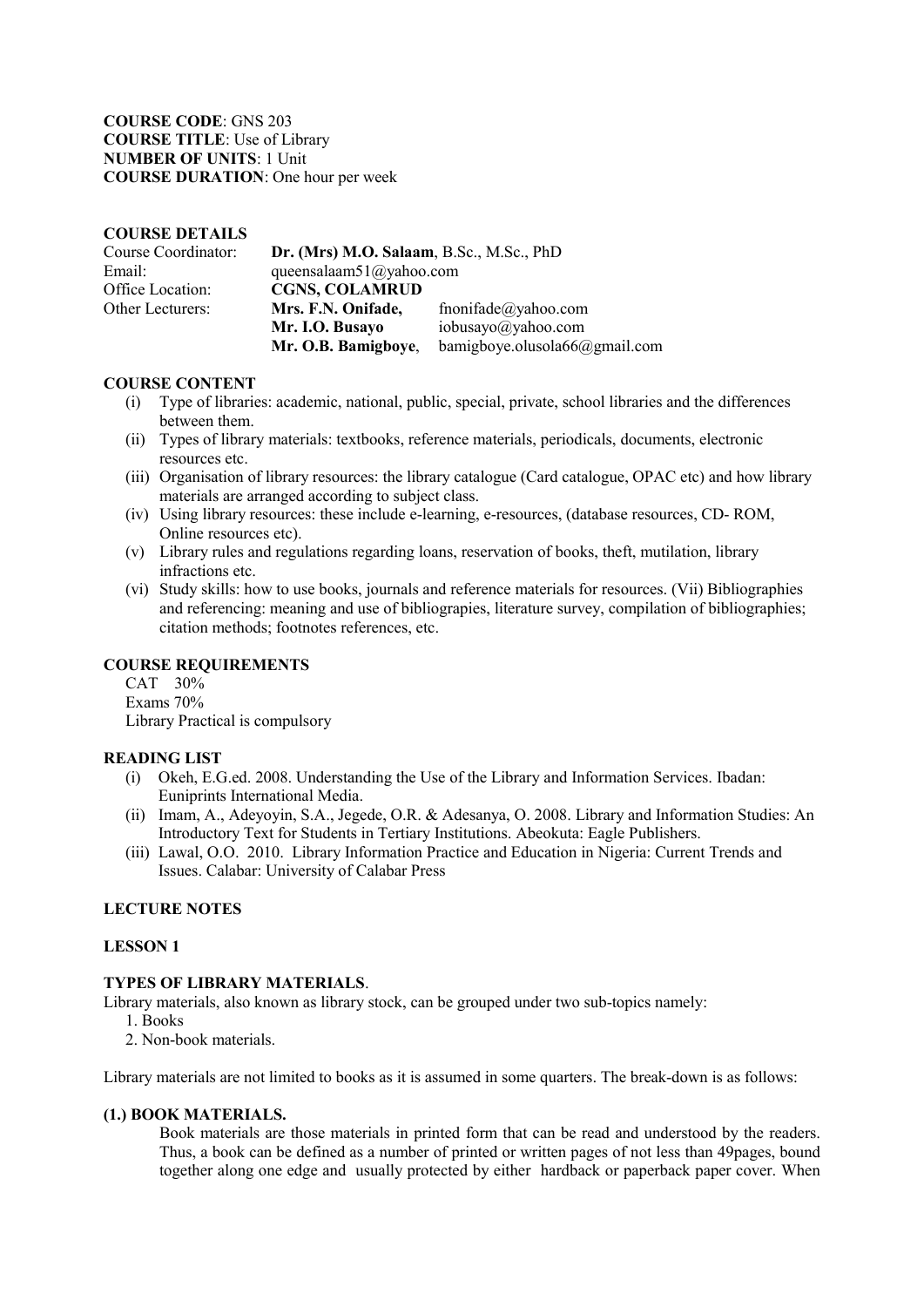**COURSE CODE**: GNS 203
**COURSE TITLE**: Use of Library
**NUMBER OF UNITS**: 1 Unit
**COURSE DURATION**: One hour per week

**COURSE DETAILS**

| | | |
|---|---|---|
| Course Coordinator: | **Dr. (Mrs) M.O. Salaam**, B.Sc., M.Sc., PhD | |
| Email: | queensalaam51@yahoo.com | |
| Office Location: | **CGNS, COLAMRUD** | |
| Other Lecturers: | **Mrs. F.N. Onifade,** | fnonifade@yahoo.com |
| | **Mr. I.O. Busayo** | iobusayo@yahoo.com |
| | **Mr. O.B. Bamigboye**, | bamigboye.olusola66@gmail.com |

**COURSE CONTENT**

(i) Type of libraries: academic, national, public, special, private, school libraries and the differences between them.
(ii) Types of library materials: textbooks, reference materials, periodicals, documents, electronic resources etc.
(iii) Organisation of library resources: the library catalogue (Card catalogue, OPAC etc) and how library materials are arranged according to subject class.
(iv) Using library resources: these include e-learning, e-resources, (database resources, CD- ROM, Online resources etc).
(v) Library rules and regulations regarding loans, reservation of books, theft, mutilation, library infractions etc.
(vi) Study skills: how to use books, journals and reference materials for resources. (Vii) Bibliographies and referencing: meaning and use of bibliograpies, literature survey, compilation of bibliographies; citation methods; footnotes references, etc.

**COURSE REQUIREMENTS**

CAT 30%
Exams 70%
Library Practical is compulsory

**READING LIST**

(i) Okeh, E.G.ed. 2008. Understanding the Use of the Library and Information Services. Ibadan: Euniprints International Media.
(ii) Imam, A., Adeyoyin, S.A., Jegede, O.R. & Adesanya, O. 2008. Library and Information Studies: An Introductory Text for Students in Tertiary Institutions. Abeokuta: Eagle Publishers.
(iii) Lawal, O.O. 2010. Library Information Practice and Education in Nigeria: Current Trends and Issues. Calabar: University of Calabar Press

**LECTURE NOTES**

**LESSON 1**

**TYPES OF LIBRARY MATERIALS**.

Library materials, also known as library stock, can be grouped under two sub-topics namely:

1. Books
2. Non-book materials.

Library materials are not limited to books as it is assumed in some quarters. The break-down is as follows:

**(1.) BOOK MATERIALS.**

Book materials are those materials in printed form that can be read and understood by the readers. Thus, a book can be defined as a number of printed or written pages of not less than 49pages, bound together along one edge and usually protected by either hardback or paperback paper cover. When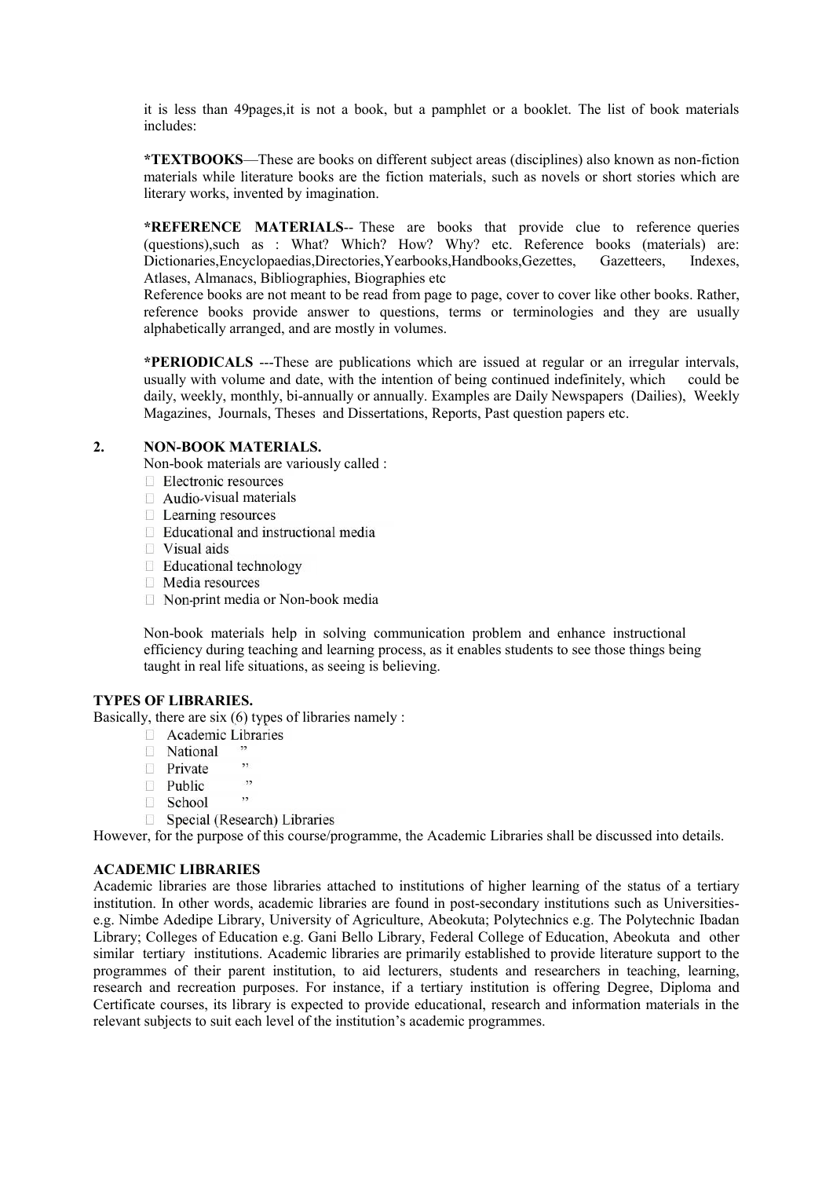it is less than 49pages,it is not a book, but a pamphlet or a booklet. The list of book materials includes:

***TEXTBOOKS**—These are books on different subject areas (disciplines) also known as non-fiction materials while literature books are the fiction materials, such as novels or short stories which are literary works, invented by imagination.

***REFERENCE MATERIALS**-- These are books that provide clue to reference queries (questions),such as : What? Which? How? Why? etc. Reference books (materials) are: Dictionaries,Encyclopaedias,Directories,Yearbooks,Handbooks,Gezettes, Gazetteers, Indexes, Atlases, Almanacs, Bibliographies, Biographies etc

Reference books are not meant to be read from page to page, cover to cover like other books. Rather, reference books provide answer to questions, terms or terminologies and they are usually alphabetically arranged, and are mostly in volumes.

***PERIODICALS** ---These are publications which are issued at regular or an irregular intervals, usually with volume and date, with the intention of being continued indefinitely, which could be daily, weekly, monthly, bi-annually or annually. Examples are Daily Newspapers (Dailies), Weekly Magazines, Journals, Theses and Dissertations, Reports, Past question papers etc.

**2. NON-BOOK MATERIALS.**

Non-book materials are variously called :

- Electronic resources
- Audio-visual materials
- Learning resources
- Educational and instructional media
- Visual aids
- Educational technology
- Media resources
- Non-print media or Non-book media

Non-book materials help in solving communication problem and enhance instructional efficiency during teaching and learning process, as it enables students to see those things being taught in real life situations, as seeing is believing.

**TYPES OF LIBRARIES.**

Basically, there are six (6) types of libraries namely :

- Academic Libraries
- National "
- Private "
- Public "
- School "
- Special (Research) Libraries

However, for the purpose of this course/programme, the Academic Libraries shall be discussed into details.

**ACADEMIC LIBRARIES**

Academic libraries are those libraries attached to institutions of higher learning of the status of a tertiary institution. In other words, academic libraries are found in post-secondary institutions such as Universities- e.g. Nimbe Adedipe Library, University of Agriculture, Abeokuta; Polytechnics e.g. The Polytechnic Ibadan Library; Colleges of Education e.g. Gani Bello Library, Federal College of Education, Abeokuta and other similar tertiary institutions. Academic libraries are primarily established to provide literature support to the programmes of their parent institution, to aid lecturers, students and researchers in teaching, learning, research and recreation purposes. For instance, if a tertiary institution is offering Degree, Diploma and Certificate courses, its library is expected to provide educational, research and information materials in the relevant subjects to suit each level of the institution's academic programmes.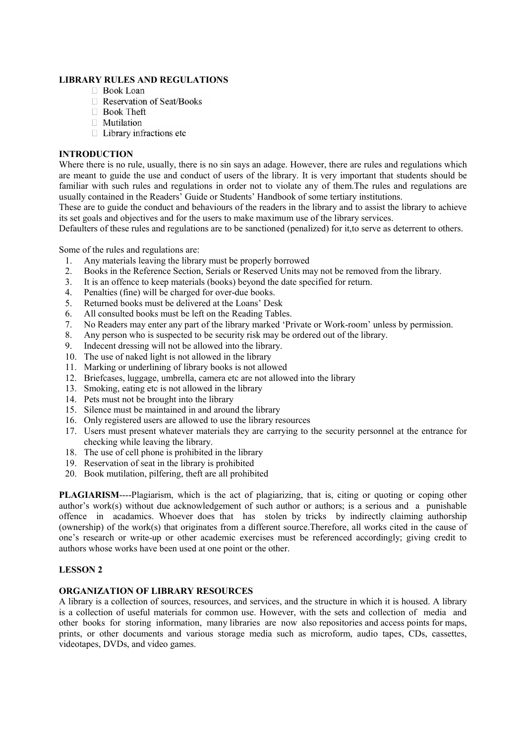**LIBRARY RULES AND REGULATIONS**

- Book Loan
- Reservation of Seat/Books
- Book Theft
- Mutilation
- Library infractions etc

**INTRODUCTION**

Where there is no rule, usually, there is no sin says an adage. However, there are rules and regulations which are meant to guide the use and conduct of users of the library. It is very important that students should be familiar with such rules and regulations in order not to violate any of them.The rules and regulations are usually contained in the Readers' Guide or Students' Handbook of some tertiary institutions.

These are to guide the conduct and behaviours of the readers in the library and to assist the library to achieve its set goals and objectives and for the users to make maximum use of the library services.

Defaulters of these rules and regulations are to be sanctioned (penalized) for it,to serve as deterrent to others.

Some of the rules and regulations are:

1. Any materials leaving the library must be properly borrowed
2. Books in the Reference Section, Serials or Reserved Units may not be removed from the library.
3. It is an offence to keep materials (books) beyond the date specified for return.
4. Penalties (fine) will be charged for over-due books.
5. Returned books must be delivered at the Loans' Desk
6. All consulted books must be left on the Reading Tables.
7. No Readers may enter any part of the library marked 'Private or Work-room' unless by permission.
8. Any person who is suspected to be security risk may be ordered out of the library.
9. Indecent dressing will not be allowed into the library.
10. The use of naked light is not allowed in the library
11. Marking or underlining of library books is not allowed
12. Briefcases, luggage, umbrella, camera etc are not allowed into the library
13. Smoking, eating etc is not allowed in the library
14. Pets must not be brought into the library
15. Silence must be maintained in and around the library
16. Only registered users are allowed to use the library resources
17. Users must present whatever materials they are carrying to the security personnel at the entrance for checking while leaving the library.
18. The use of cell phone is prohibited in the library
19. Reservation of seat in the library is prohibited
20. Book mutilation, pilfering, theft are all prohibited

**PLAGIARISM**----Plagiarism, which is the act of plagiarizing, that is, citing or quoting or coping other author's work(s) without due acknowledgement of such author or authors; is a serious and a punishable offence in acadamics. Whoever does that has stolen by tricks by indirectly claiming authorship (ownership) of the work(s) that originates from a different source.Therefore, all works cited in the cause of one's research or write-up or other academic exercises must be referenced accordingly; giving credit to authors whose works have been used at one point or the other.

**LESSON 2**

**ORGANIZATION OF LIBRARY RESOURCES**

A library is a collection of sources, resources, and services, and the structure in which it is housed. A library is a collection of useful materials for common use. However, with the sets and collection of media and other books for storing information, many libraries are now also repositories and access points for maps, prints, or other documents and various storage media such as microform, audio tapes, CDs, cassettes, videotapes, DVDs, and video games.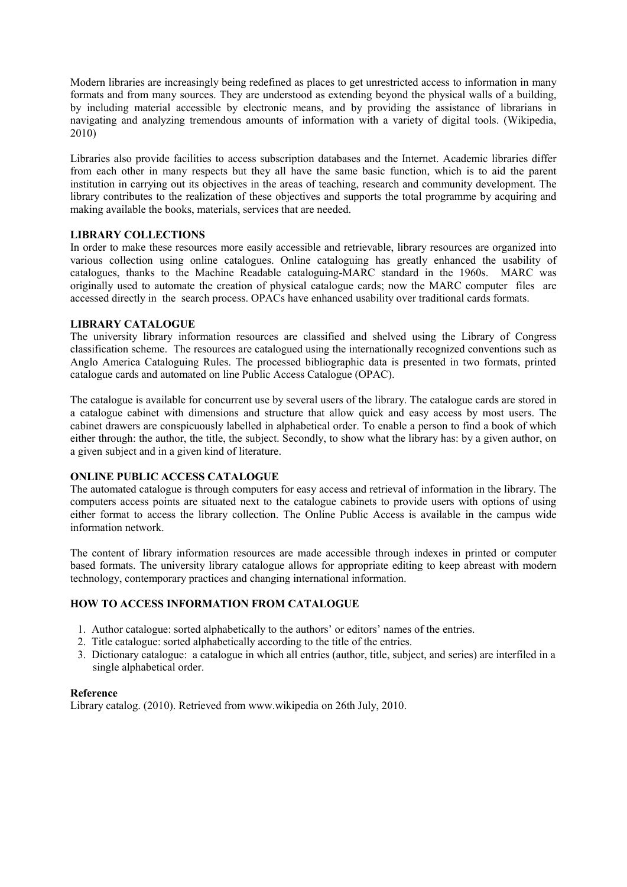Modern libraries are increasingly being redefined as places to get unrestricted access to information in many formats and from many sources. They are understood as extending beyond the physical walls of a building, by including material accessible by electronic means, and by providing the assistance of librarians in navigating and analyzing tremendous amounts of information with a variety of digital tools. (Wikipedia, 2010)

Libraries also provide facilities to access subscription databases and the Internet. Academic libraries differ from each other in many respects but they all have the same basic function, which is to aid the parent institution in carrying out its objectives in the areas of teaching, research and community development. The library contributes to the realization of these objectives and supports the total programme by acquiring and making available the books, materials, services that are needed.

**LIBRARY COLLECTIONS**

In order to make these resources more easily accessible and retrievable, library resources are organized into various collection using online catalogues. Online cataloguing has greatly enhanced the usability of catalogues, thanks to the Machine Readable cataloguing-MARC standard in the 1960s. MARC was originally used to automate the creation of physical catalogue cards; now the MARC computer files are accessed directly in the search process. OPACs have enhanced usability over traditional cards formats.

**LIBRARY CATALOGUE**

The university library information resources are classified and shelved using the Library of Congress classification scheme. The resources are catalogued using the internationally recognized conventions such as Anglo America Cataloguing Rules. The processed bibliographic data is presented in two formats, printed catalogue cards and automated on line Public Access Catalogue (OPAC).

The catalogue is available for concurrent use by several users of the library. The catalogue cards are stored in a catalogue cabinet with dimensions and structure that allow quick and easy access by most users. The cabinet drawers are conspicuously labelled in alphabetical order. To enable a person to find a book of which either through: the author, the title, the subject. Secondly, to show what the library has: by a given author, on a given subject and in a given kind of literature.

**ONLINE PUBLIC ACCESS CATALOGUE**

The automated catalogue is through computers for easy access and retrieval of information in the library. The computers access points are situated next to the catalogue cabinets to provide users with options of using either format to access the library collection. The Online Public Access is available in the campus wide information network.

The content of library information resources are made accessible through indexes in printed or computer based formats. The university library catalogue allows for appropriate editing to keep abreast with modern technology, contemporary practices and changing international information.

**HOW TO ACCESS INFORMATION FROM CATALOGUE**

1. Author catalogue: sorted alphabetically to the authors' or editors' names of the entries.
2. Title catalogue: sorted alphabetically according to the title of the entries.
3. Dictionary catalogue: a catalogue in which all entries (author, title, subject, and series) are interfiled in a single alphabetical order.

**Reference**

Library catalog. (2010). Retrieved from www.wikipedia on 26th July, 2010.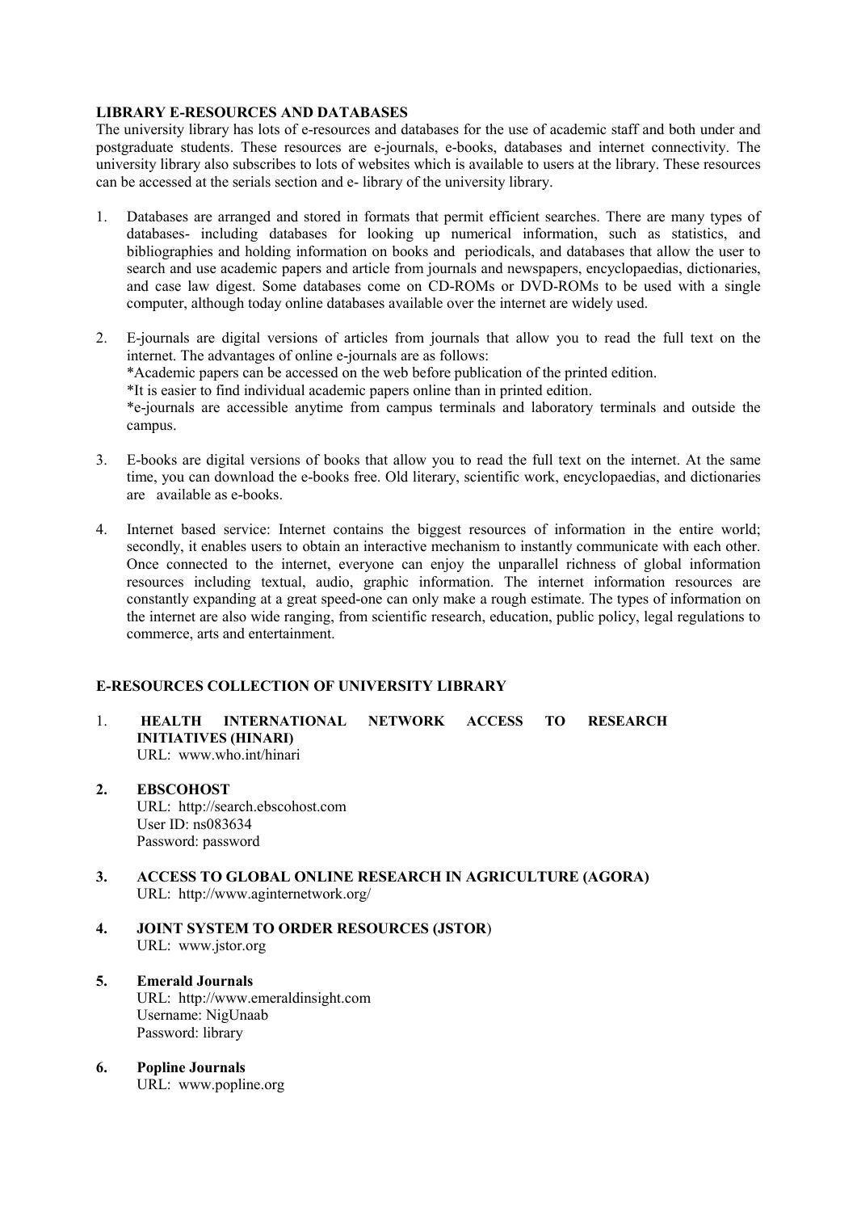**LIBRARY E-RESOURCES AND DATABASES**

The university library has lots of e-resources and databases for the use of academic staff and both under and postgraduate students. These resources are e-journals, e-books, databases and internet connectivity. The university library also subscribes to lots of websites which is available to users at the library. These resources can be accessed at the serials section and e- library of the university library.

1. Databases are arranged and stored in formats that permit efficient searches. There are many types of databases- including databases for looking up numerical information, such as statistics, and bibliographies and holding information on books and periodicals, and databases that allow the user to search and use academic papers and article from journals and newspapers, encyclopaedias, dictionaries, and case law digest. Some databases come on CD-ROMs or DVD-ROMs to be used with a single computer, although today online databases available over the internet are widely used.

2. E-journals are digital versions of articles from journals that allow you to read the full text on the internet. The advantages of online e-journals are as follows:
   *Academic papers can be accessed on the web before publication of the printed edition.
   *It is easier to find individual academic papers online than in printed edition.
   *e-journals are accessible anytime from campus terminals and laboratory terminals and outside the campus.

3. E-books are digital versions of books that allow you to read the full text on the internet. At the same time, you can download the e-books free. Old literary, scientific work, encyclopaedias, and dictionaries are available as e-books.

4. Internet based service: Internet contains the biggest resources of information in the entire world; secondly, it enables users to obtain an interactive mechanism to instantly communicate with each other. Once connected to the internet, everyone can enjoy the unparallel richness of global information resources including textual, audio, graphic information. The internet information resources are constantly expanding at a great speed-one can only make a rough estimate. The types of information on the internet are also wide ranging, from scientific research, education, public policy, legal regulations to commerce, arts and entertainment.

**E-RESOURCES COLLECTION OF UNIVERSITY LIBRARY**

1. **HEALTH INTERNATIONAL NETWORK ACCESS TO RESEARCH INITIATIVES (HINARI)**
   URL: www.who.int/hinari

2. **EBSCOHOST**
   URL: http://search.ebscohost.com
   User ID: ns083634
   Password: password

3. **ACCESS TO GLOBAL ONLINE RESEARCH IN AGRICULTURE (AGORA)**
   URL: http://www.aginternetwork.org/

4. **JOINT SYSTEM TO ORDER RESOURCES (JSTOR)**
   URL: www.jstor.org

5. **Emerald Journals**
   URL: http://www.emeraldinsight.com
   Username: NigUnaab
   Password: library

6. **Popline Journals**
   URL: www.popline.org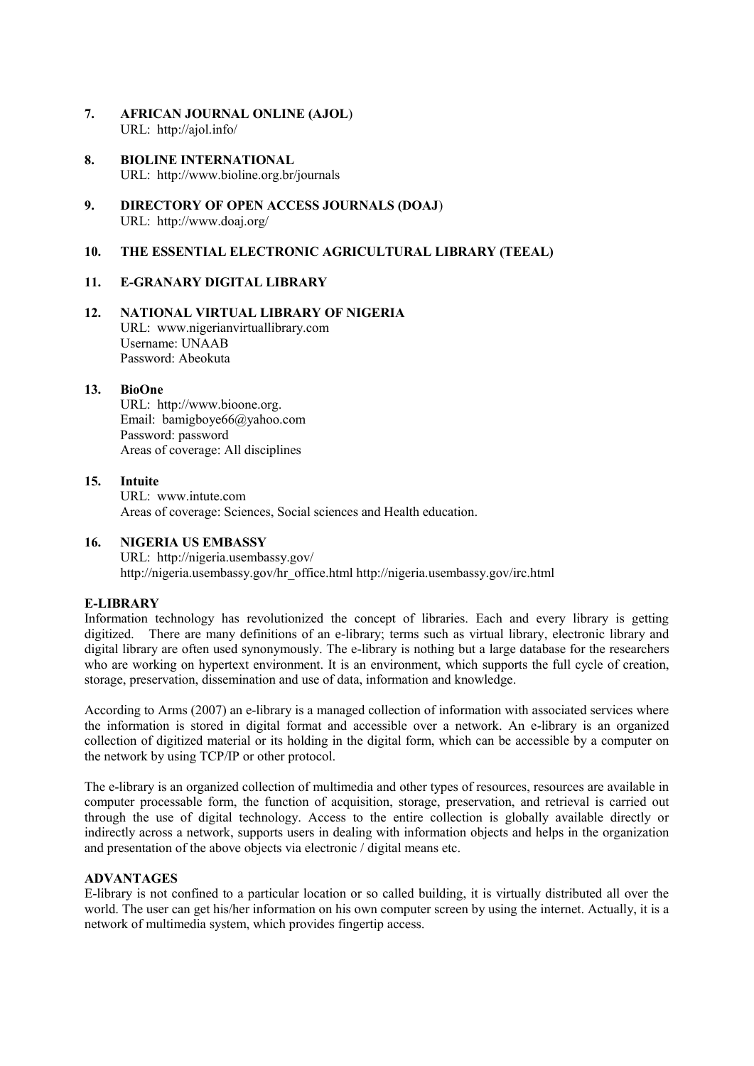**7. AFRICAN JOURNAL ONLINE (AJOL)**
URL: http://ajol.info/

**8. BIOLINE INTERNATIONAL**
URL: http://www.bioline.org.br/journals

**9. DIRECTORY OF OPEN ACCESS JOURNALS (DOAJ)**
URL: http://www.doaj.org/

**10. THE ESSENTIAL ELECTRONIC AGRICULTURAL LIBRARY (TEEAL)**

**11. E-GRANARY DIGITAL LIBRARY**

**12. NATIONAL VIRTUAL LIBRARY OF NIGERIA**
URL: www.nigerianvirtuallibrary.com
Username: UNAAB
Password: Abeokuta

**13. BioOne**
URL: http://www.bioone.org.
Email: bamigboye66@yahoo.com
Password: password
Areas of coverage: All disciplines

**15. Intuite**
URL: www.intute.com
Areas of coverage: Sciences, Social sciences and Health education.

**16. NIGERIA US EMBASSY**
URL: http://nigeria.usembassy.gov/
http://nigeria.usembassy.gov/hr_office.html http://nigeria.usembassy.gov/irc.html

## E-LIBRARY

Information technology has revolutionized the concept of libraries. Each and every library is getting digitized. There are many definitions of an e-library; terms such as virtual library, electronic library and digital library are often used synonymously. The e-library is nothing but a large database for the researchers who are working on hypertext environment. It is an environment, which supports the full cycle of creation, storage, preservation, dissemination and use of data, information and knowledge.

According to Arms (2007) an e-library is a managed collection of information with associated services where the information is stored in digital format and accessible over a network. An e-library is an organized collection of digitized material or its holding in the digital form, which can be accessible by a computer on the network by using TCP/IP or other protocol.

The e-library is an organized collection of multimedia and other types of resources, resources are available in computer processable form, the function of acquisition, storage, preservation, and retrieval is carried out through the use of digital technology. Access to the entire collection is globally available directly or indirectly across a network, supports users in dealing with information objects and helps in the organization and presentation of the above objects via electronic / digital means etc.

## ADVANTAGES

E-library is not confined to a particular location or so called building, it is virtually distributed all over the world. The user can get his/her information on his own computer screen by using the internet. Actually, it is a network of multimedia system, which provides fingertip access.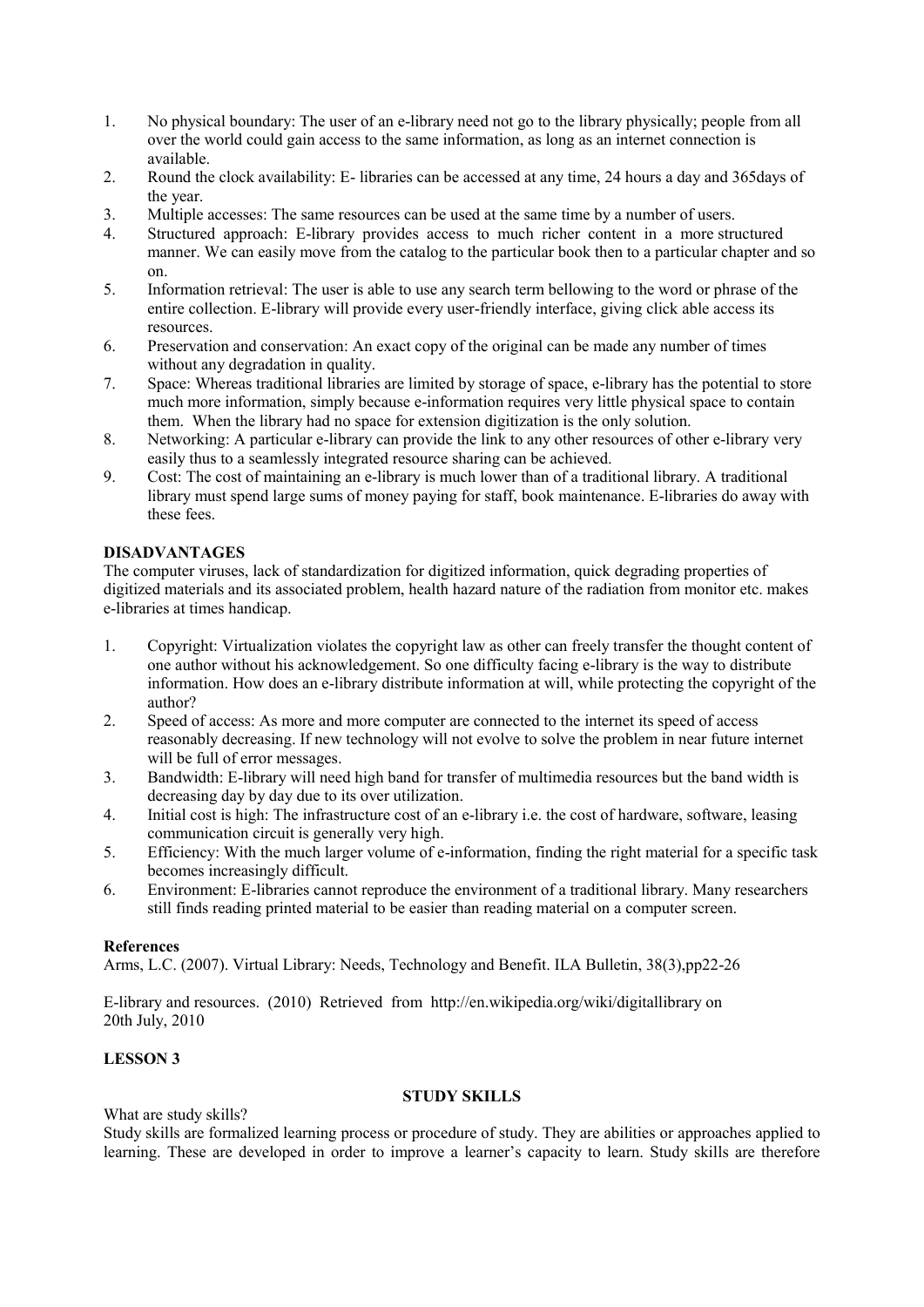1. No physical boundary: The user of an e-library need not go to the library physically; people from all over the world could gain access to the same information, as long as an internet connection is available.
2. Round the clock availability: E- libraries can be accessed at any time, 24 hours a day and 365days of the year.
3. Multiple accesses: The same resources can be used at the same time by a number of users.
4. Structured approach: E-library provides access to much richer content in a more structured manner. We can easily move from the catalog to the particular book then to a particular chapter and so on.
5. Information retrieval: The user is able to use any search term bellowing to the word or phrase of the entire collection. E-library will provide every user-friendly interface, giving click able access its resources.
6. Preservation and conservation: An exact copy of the original can be made any number of times without any degradation in quality.
7. Space: Whereas traditional libraries are limited by storage of space, e-library has the potential to store much more information, simply because e-information requires very little physical space to contain them. When the library had no space for extension digitization is the only solution.
8. Networking: A particular e-library can provide the link to any other resources of other e-library very easily thus to a seamlessly integrated resource sharing can be achieved.
9. Cost: The cost of maintaining an e-library is much lower than of a traditional library. A traditional library must spend large sums of money paying for staff, book maintenance. E-libraries do away with these fees.

**DISADVANTAGES**

The computer viruses, lack of standardization for digitized information, quick degrading properties of digitized materials and its associated problem, health hazard nature of the radiation from monitor etc. makes e-libraries at times handicap.

1. Copyright: Virtualization violates the copyright law as other can freely transfer the thought content of one author without his acknowledgement. So one difficulty facing e-library is the way to distribute information. How does an e-library distribute information at will, while protecting the copyright of the author?
2. Speed of access: As more and more computer are connected to the internet its speed of access reasonably decreasing. If new technology will not evolve to solve the problem in near future internet will be full of error messages.
3. Bandwidth: E-library will need high band for transfer of multimedia resources but the band width is decreasing day by day due to its over utilization.
4. Initial cost is high: The infrastructure cost of an e-library i.e. the cost of hardware, software, leasing communication circuit is generally very high.
5. Efficiency: With the much larger volume of e-information, finding the right material for a specific task becomes increasingly difficult.
6. Environment: E-libraries cannot reproduce the environment of a traditional library. Many researchers still finds reading printed material to be easier than reading material on a computer screen.

**References**

Arms, L.C. (2007). Virtual Library: Needs, Technology and Benefit. ILA Bulletin, 38(3),pp22-26

E-library and resources. (2010) Retrieved from http://en.wikipedia.org/wiki/digitallibrary on 20th July, 2010

**LESSON 3**

## STUDY SKILLS

What are study skills?

Study skills are formalized learning process or procedure of study. They are abilities or approaches applied to learning. These are developed in order to improve a learner's capacity to learn. Study skills are therefore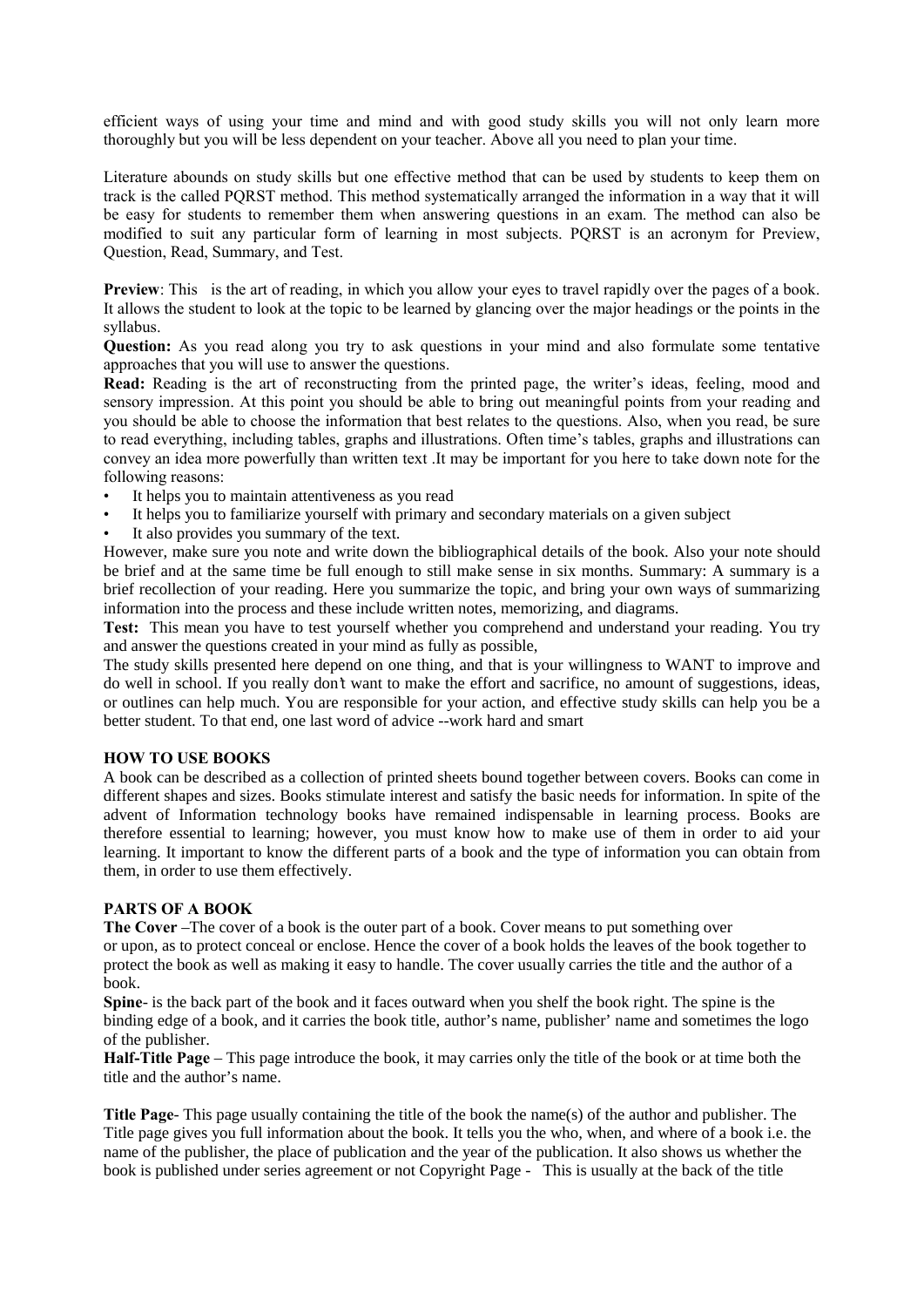efficient ways of using your time and mind and with good study skills you will not only learn more thoroughly but you will be less dependent on your teacher. Above all you need to plan your time.

Literature abounds on study skills but one effective method that can be used by students to keep them on track is the called PQRST method. This method systematically arranged the information in a way that it will be easy for students to remember them when answering questions in an exam. The method can also be modified to suit any particular form of learning in most subjects. PQRST is an acronym for Preview, Question, Read, Summary, and Test.

**Preview**: This is the art of reading, in which you allow your eyes to travel rapidly over the pages of a book. It allows the student to look at the topic to be learned by glancing over the major headings or the points in the syllabus.

**Question:** As you read along you try to ask questions in your mind and also formulate some tentative approaches that you will use to answer the questions.

**Read:** Reading is the art of reconstructing from the printed page, the writer's ideas, feeling, mood and sensory impression. At this point you should be able to bring out meaningful points from your reading and you should be able to choose the information that best relates to the questions. Also, when you read, be sure to read everything, including tables, graphs and illustrations. Often time's tables, graphs and illustrations can convey an idea more powerfully than written text .It may be important for you here to take down note for the following reasons:

- It helps you to maintain attentiveness as you read
- It helps you to familiarize yourself with primary and secondary materials on a given subject
- It also provides you summary of the text.

However, make sure you note and write down the bibliographical details of the book. Also your note should be brief and at the same time be full enough to still make sense in six months. Summary: A summary is a brief recollection of your reading. Here you summarize the topic, and bring your own ways of summarizing information into the process and these include written notes, memorizing, and diagrams.

**Test:** This mean you have to test yourself whether you comprehend and understand your reading. You try and answer the questions created in your mind as fully as possible,

The study skills presented here depend on one thing, and that is your willingness to WANT to improve and do well in school. If you really don't want to make the effort and sacrifice, no amount of suggestions, ideas, or outlines can help much. You are responsible for your action, and effective study skills can help you be a better student. To that end, one last word of advice --work hard and smart

## HOW TO USE BOOKS

A book can be described as a collection of printed sheets bound together between covers. Books can come in different shapes and sizes. Books stimulate interest and satisfy the basic needs for information. In spite of the advent of Information technology books have remained indispensable in learning process. Books are therefore essential to learning; however, you must know how to make use of them in order to aid your learning. It important to know the different parts of a book and the type of information you can obtain from them, in order to use them effectively.

## PARTS OF A BOOK

**The Cover** –The cover of a book is the outer part of a book. Cover means to put something over or upon, as to protect conceal or enclose. Hence the cover of a book holds the leaves of the book together to protect the book as well as making it easy to handle. The cover usually carries the title and the author of a book.

**Spine**- is the back part of the book and it faces outward when you shelf the book right. The spine is the binding edge of a book, and it carries the book title, author's name, publisher' name and sometimes the logo of the publisher.

**Half-Title Page** – This page introduce the book, it may carries only the title of the book or at time both the title and the author's name.

**Title Page**- This page usually containing the title of the book the name(s) of the author and publisher. The Title page gives you full information about the book. It tells you the who, when, and where of a book i.e. the name of the publisher, the place of publication and the year of the publication. It also shows us whether the book is published under series agreement or not Copyright Page - This is usually at the back of the title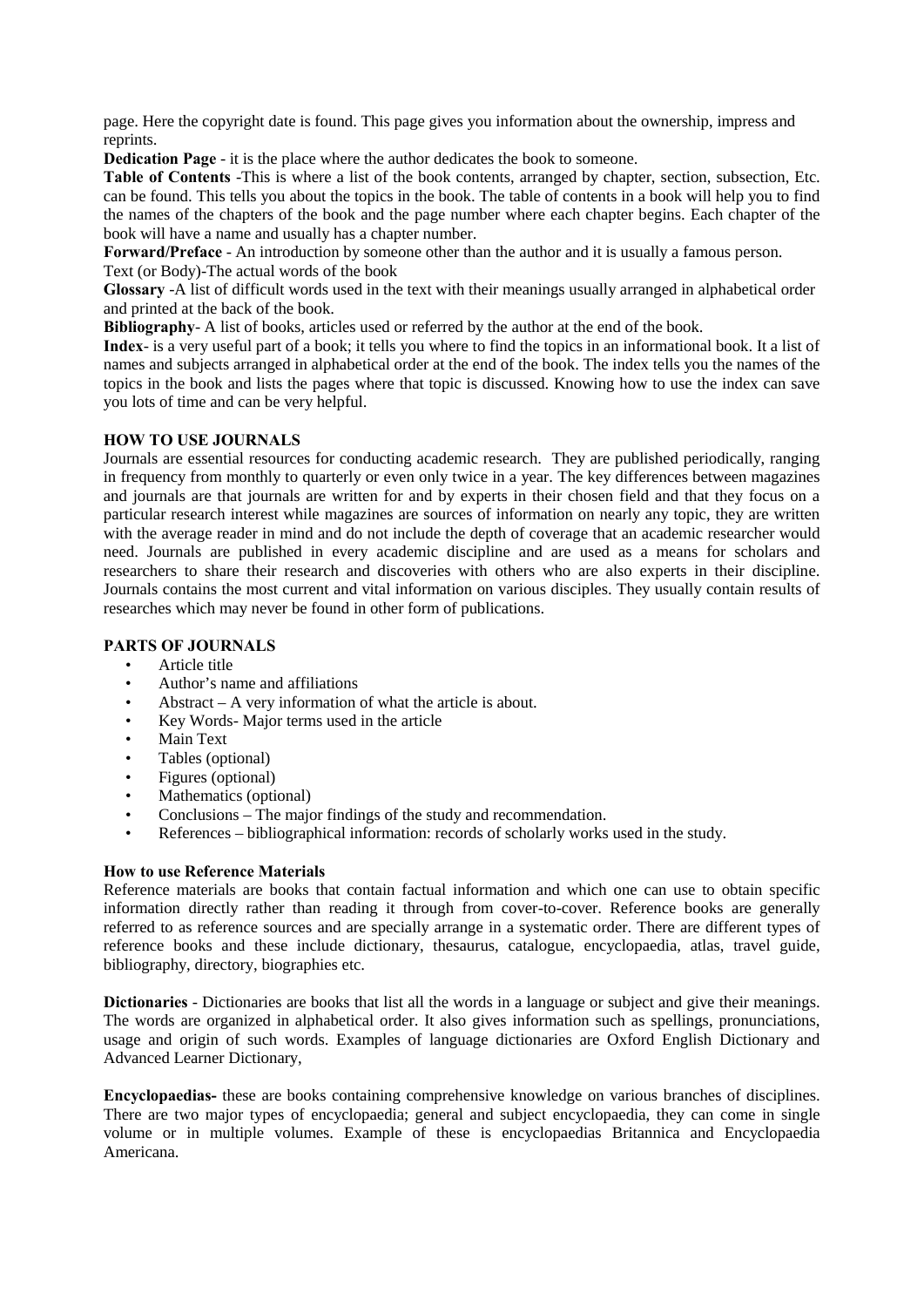page. Here the copyright date is found. This page gives you information about the ownership, impress and reprints.

**Dedication Page** - it is the place where the author dedicates the book to someone.

**Table of Contents** -This is where a list of the book contents, arranged by chapter, section, subsection, Etc. can be found. This tells you about the topics in the book. The table of contents in a book will help you to find the names of the chapters of the book and the page number where each chapter begins. Each chapter of the book will have a name and usually has a chapter number.

**Forward/Preface** - An introduction by someone other than the author and it is usually a famous person.

Text (or Body)-The actual words of the book

**Glossary** -A list of difficult words used in the text with their meanings usually arranged in alphabetical order and printed at the back of the book.

**Bibliography**- A list of books, articles used or referred by the author at the end of the book.

**Index**- is a very useful part of a book; it tells you where to find the topics in an informational book. It a list of names and subjects arranged in alphabetical order at the end of the book. The index tells you the names of the topics in the book and lists the pages where that topic is discussed. Knowing how to use the index can save you lots of time and can be very helpful.

### HOW TO USE JOURNALS

Journals are essential resources for conducting academic research. They are published periodically, ranging in frequency from monthly to quarterly or even only twice in a year. The key differences between magazines and journals are that journals are written for and by experts in their chosen field and that they focus on a particular research interest while magazines are sources of information on nearly any topic, they are written with the average reader in mind and do not include the depth of coverage that an academic researcher would need. Journals are published in every academic discipline and are used as a means for scholars and researchers to share their research and discoveries with others who are also experts in their discipline. Journals contains the most current and vital information on various disciples. They usually contain results of researches which may never be found in other form of publications.

### PARTS OF JOURNALS

- Article title
- Author's name and affiliations
- Abstract – A very information of what the article is about.
- Key Words- Major terms used in the article
- Main Text
- Tables (optional)
- Figures (optional)
- Mathematics (optional)
- Conclusions – The major findings of the study and recommendation.
- References – bibliographical information: records of scholarly works used in the study.

### How to use Reference Materials

Reference materials are books that contain factual information and which one can use to obtain specific information directly rather than reading it through from cover-to-cover. Reference books are generally referred to as reference sources and are specially arrange in a systematic order. There are different types of reference books and these include dictionary, thesaurus, catalogue, encyclopaedia, atlas, travel guide, bibliography, directory, biographies etc.

**Dictionaries** - Dictionaries are books that list all the words in a language or subject and give their meanings. The words are organized in alphabetical order. It also gives information such as spellings, pronunciations, usage and origin of such words. Examples of language dictionaries are Oxford English Dictionary and Advanced Learner Dictionary,

**Encyclopaedias-** these are books containing comprehensive knowledge on various branches of disciplines. There are two major types of encyclopaedia; general and subject encyclopaedia, they can come in single volume or in multiple volumes. Example of these is encyclopaedias Britannica and Encyclopaedia Americana.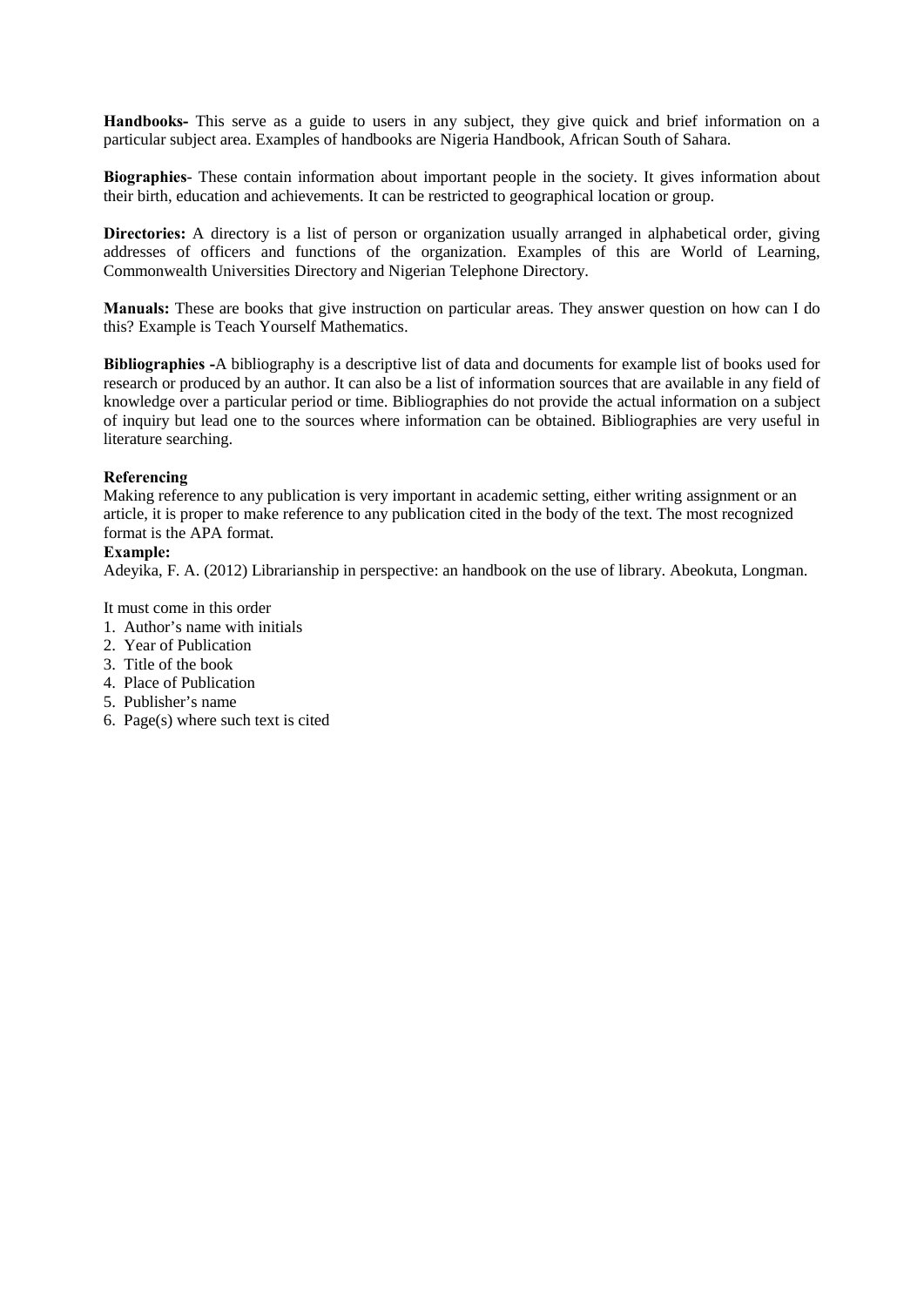**Handbooks-** This serve as a guide to users in any subject, they give quick and brief information on a particular subject area. Examples of handbooks are Nigeria Handbook, African South of Sahara.

**Biographies**- These contain information about important people in the society. It gives information about their birth, education and achievements. It can be restricted to geographical location or group.

**Directories:** A directory is a list of person or organization usually arranged in alphabetical order, giving addresses of officers and functions of the organization. Examples of this are World of Learning, Commonwealth Universities Directory and Nigerian Telephone Directory.

**Manuals:** These are books that give instruction on particular areas. They answer question on how can I do this? Example is Teach Yourself Mathematics.

**Bibliographies -**A bibliography is a descriptive list of data and documents for example list of books used for research or produced by an author. It can also be a list of information sources that are available in any field of knowledge over a particular period or time. Bibliographies do not provide the actual information on a subject of inquiry but lead one to the sources where information can be obtained. Bibliographies are very useful in literature searching.

**Referencing**

Making reference to any publication is very important in academic setting, either writing assignment or an article, it is proper to make reference to any publication cited in the body of the text. The most recognized format is the APA format.

**Example:**

Adeyika, F. A. (2012) Librarianship in perspective: an handbook on the use of library. Abeokuta, Longman.

It must come in this order

1. Author's name with initials
2. Year of Publication
3. Title of the book
4. Place of Publication
5. Publisher's name
6. Page(s) where such text is cited